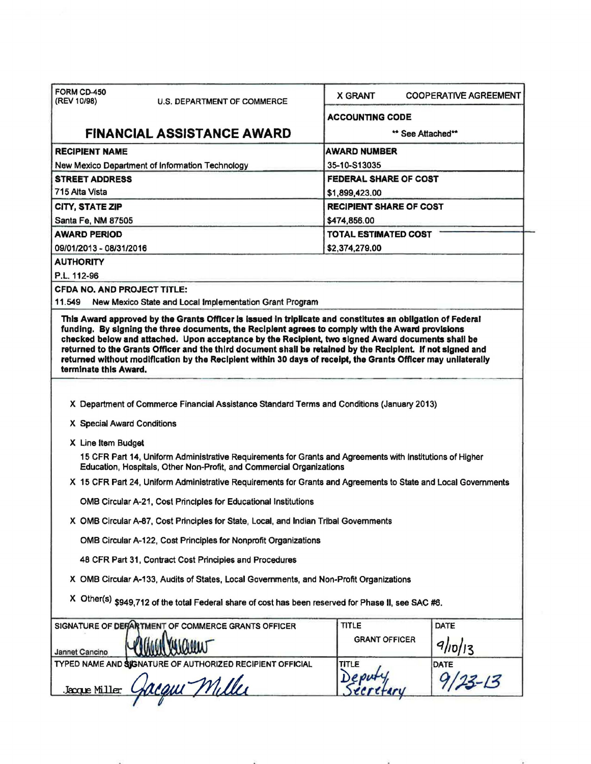| FORM CD-450 (REV 10/98) U.S. DEPARTMENT OF COMMERCE | X GRANT COOPERATIVE AGREEMENT |
|---|---|
| | **ACCOUNTING CODE** |
| **FINANCIAL ASSISTANCE AWARD** | ** See Attached** |
| **RECIPIENT NAME** | **AWARD NUMBER** |
| New Mexico Department of Information Technology | 35-10-S13035 |
| **STREET ADDRESS** | **FEDERAL SHARE OF COST** |
| 715 Alta Vista | $1,899,423.00 |
| **CITY, STATE ZIP** | **RECIPIENT SHARE OF COST** |
| Santa Fe, NM 87505 | $474,856.00 |
| **AWARD PERIOD** | **TOTAL ESTIMATED COST** |
| 09/01/2013 - 08/31/2016 | $2,374,279.00 |

**AUTHORITY**

P.L. 112-96

**CFDA NO. AND PROJECT TITLE:**

11.549 New Mexico State and Local Implementation Grant Program

**This Award approved by the Grants Officer is issued in triplicate and constitutes an obligation of Federal funding. By signing the three documents, the Recipient agrees to comply with the Award provisions checked below and attached. Upon acceptance by the Recipient, two signed Award documents shall be returned to the Grants Officer and the third document shall be retained by the Recipient. If not signed and returned without modification by the Recipient within 30 days of receipt, the Grants Officer may unilaterally terminate this Award.**

X Department of Commerce Financial Assistance Standard Terms and Conditions (January 2013)

X Special Award Conditions

X Line Item Budget

15 CFR Part 14, Uniform Administrative Requirements for Grants and Agreements with Institutions of Higher Education, Hospitals, Other Non-Profit, and Commercial Organizations

X 15 CFR Part 24, Uniform Administrative Requirements for Grants and Agreements to State and Local Governments

OMB Circular A-21, Cost Principles for Educational Institutions

X OMB Circular A-87, Cost Principles for State, Local, and Indian Tribal Governments

OMB Circular A-122, Cost Principles for Nonprofit Organizations

48 CFR Part 31, Contract Cost Principles and Procedures

X OMB Circular A-133, Audits of States, Local Governments, and Non-Profit Organizations

X Other(s) $949,712 of the total Federal share of cost has been reserved for Phase II, see SAC #6.

| SIGNATURE OF DEPARTMENT OF COMMERCE GRANTS OFFICER | TITLE | DATE |
|---|---|---|
| Jannet Cancino (signature) | GRANT OFFICER | 9/10/13 |
| **TYPED NAME AND SIGNATURE OF AUTHORIZED RECIPIENT OFFICIAL** | **TITLE** | **DATE** |
| Jacque Miller (signature) | Deputy Secretary | 9/23-13 |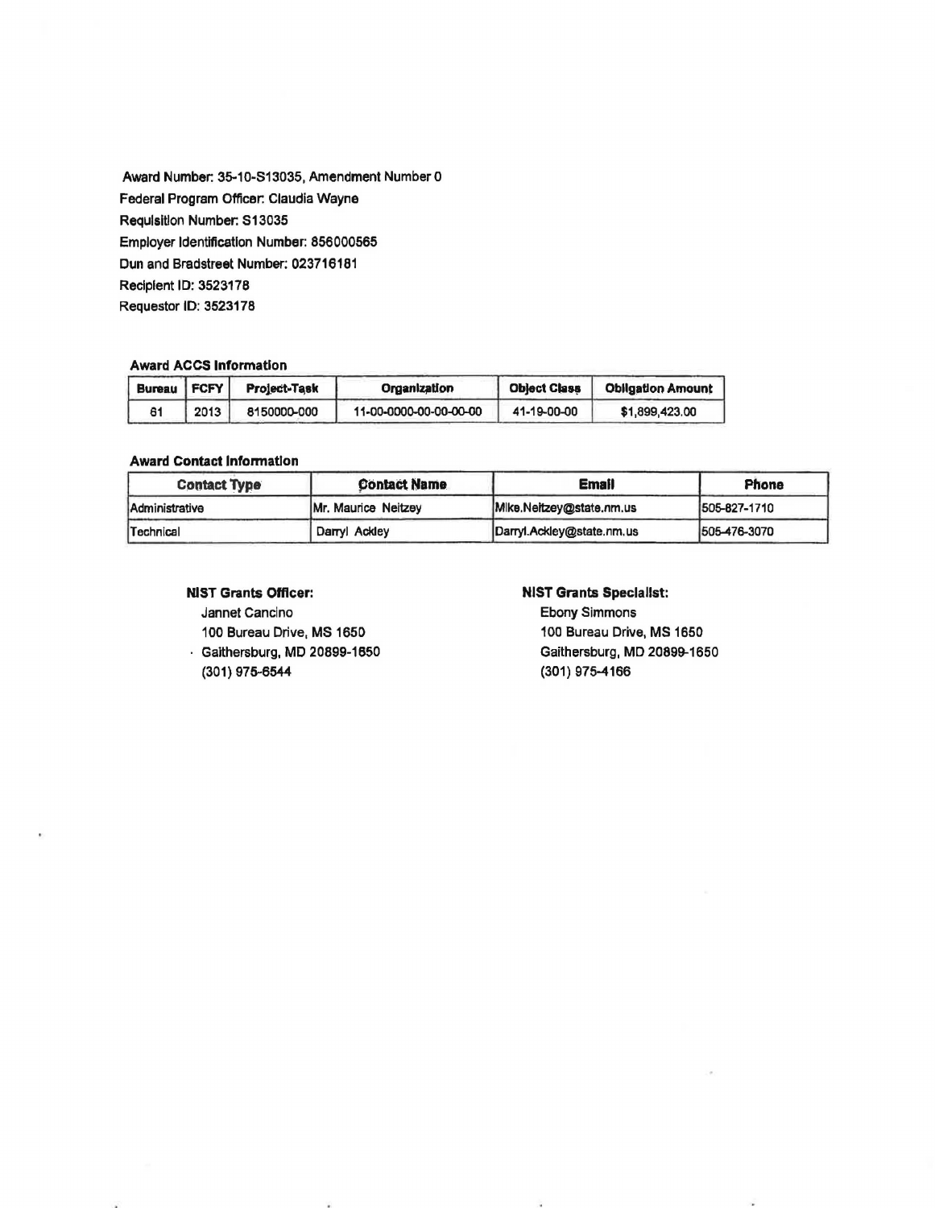Award Number: 35-10-S13035, Amendment Number 0
Federal Program Officer: Claudia Wayne
Requisition Number: S13035
Employer Identification Number: 856000565
Dun and Bradstreet Number: 023716181
Recipient ID: 3523178
Requestor ID: 3523178

**Award ACCS Information**

| Bureau | FCFY | Project-Task | Organization | Object Class | Obligation Amount |
|---|---|---|---|---|---|
| 61 | 2013 | 8150000-000 | 11-00-0000-00-00-00-00 | 41-19-00-00 | $1,899,423.00 |

**Award Contact Information**

| Contact Type | Contact Name | Email | Phone |
|---|---|---|---|
| Administrative | Mr. Maurice Neitzey | Mike.Neitzey@state.nm.us | 505-827-1710 |
| Technical | Darryl Ackley | Darryl.Ackley@state.nm.us | 505-476-3070 |

**NIST Grants Officer:**

Jannet Cancino
100 Bureau Drive, MS 1650
Gaithersburg, MD 20899-1650
(301) 975-6544

**NIST Grants Specialist:**

Ebony Simmons
100 Bureau Drive, MS 1650
Gaithersburg, MD 20899-1650
(301) 975-4166